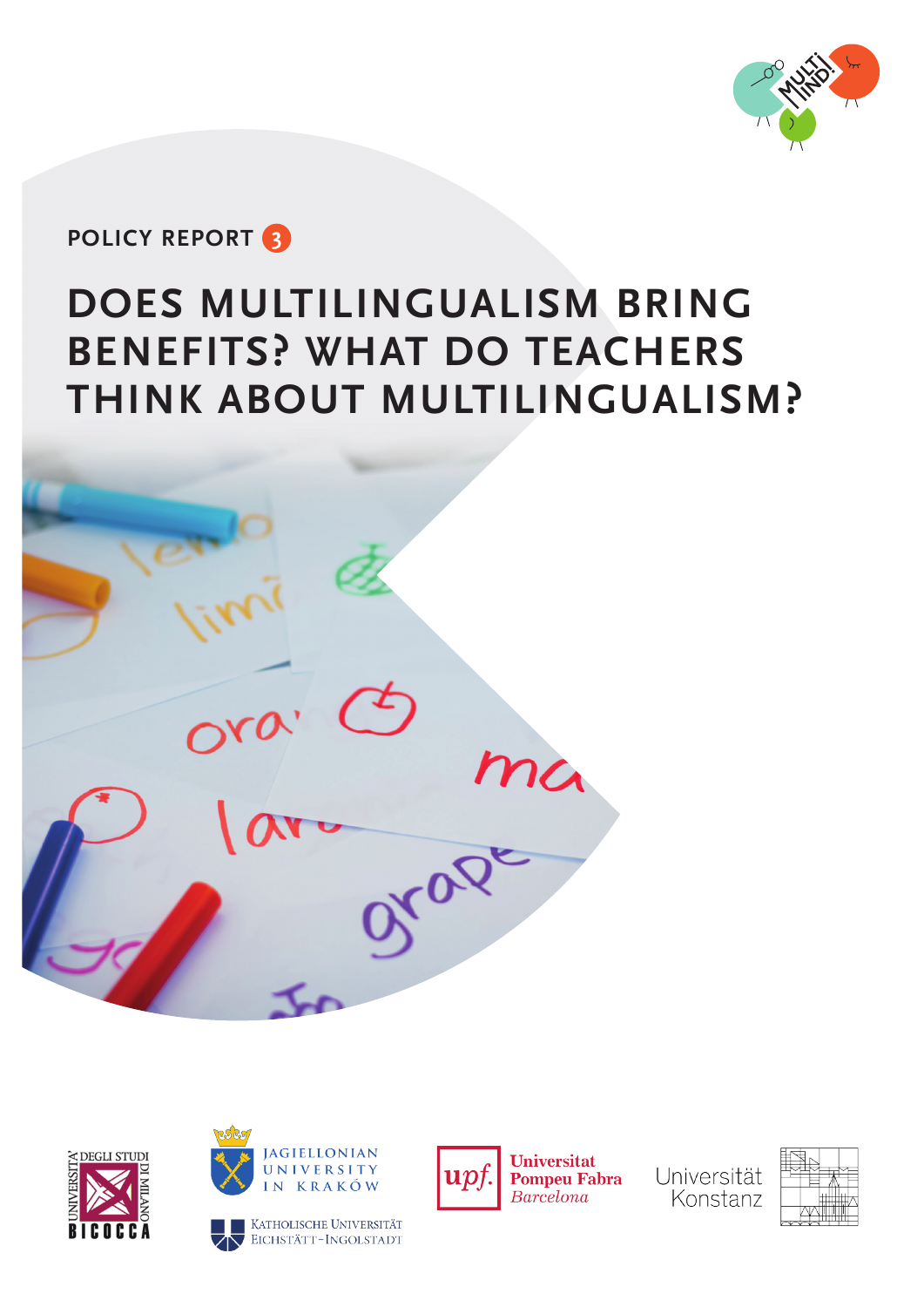POLICY REPORT 3

# DOES MULTILINGUALISM BRING BENEFITS? WHAT DO TEACHERS THINK ABOUT MULTILINGUALISM?

UNIVERSITÀ DEGLI STUDI DI MILANO BICOCCA

JAGIELLONIAN UNIVERSITY IN KRAKÓW

KATHOLISCHE UNIVERSITÄT EICHSTÄTT-INGOLSTADT

Universitat Pompeu Fabra Barcelona

Universität Konstanz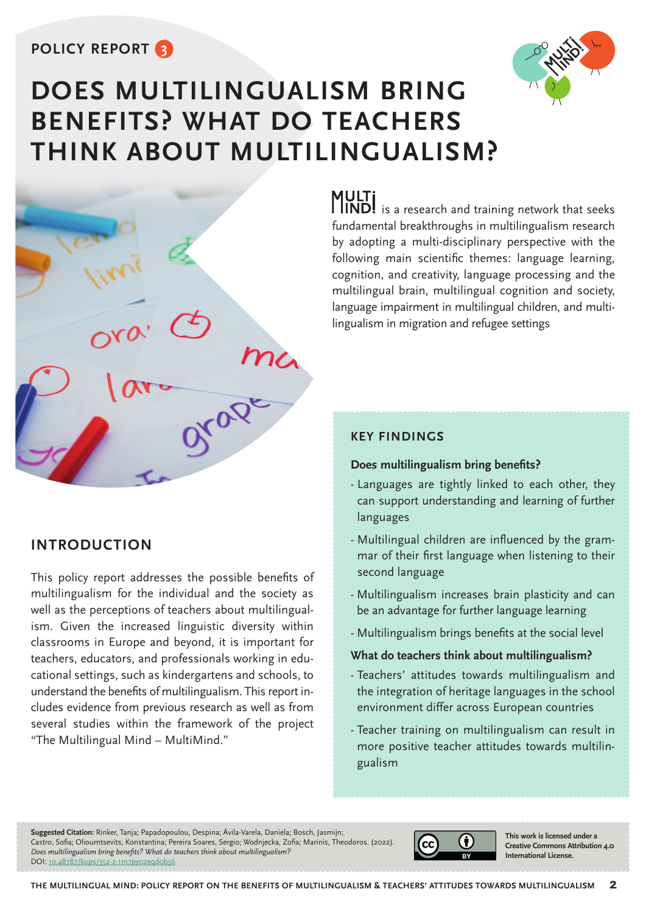POLICY REPORT 3

# DOES MULTILINGUALISM BRING BENEFITS? WHAT DO TEACHERS THINK ABOUT MULTILINGUALISM?

MULTIMIND is a research and training network that seeks fundamental breakthroughs in multilingualism research by adopting a multi-disciplinary perspective with the following main scientific themes: language learning, cognition, and creativity, language processing and the multilingual brain, multilingual cognition and society, language impairment in multilingual children, and multilingualism in migration and refugee settings

## INTRODUCTION

This policy report addresses the possible benefits of multilingualism for the individual and the society as well as the perceptions of teachers about multilingualism. Given the increased linguistic diversity within classrooms in Europe and beyond, it is important for teachers, educators, and professionals working in educational settings, such as kindergartens and schools, to understand the benefits of multilingualism. This report includes evidence from previous research as well as from several studies within the framework of the project "The Multilingual Mind – MultiMind."

## KEY FINDINGS

**Does multilingualism bring benefits?**

- Languages are tightly linked to each other, they can support understanding and learning of further languages
- Multilingual children are influenced by the grammar of their first language when listening to their second language
- Multilingualism increases brain plasticity and can be an advantage for further language learning
- Multilingualism brings benefits at the social level

**What do teachers think about multilingualism?**

- Teachers' attitudes towards multilingualism and the integration of heritage languages in the school environment differ across European countries
- Teacher training on multilingualism can result in more positive teacher attitudes towards multilingualism

**Suggested Citation:** Rinker, Tanja; Papadopoulou, Despina; Ávila-Varela, Daniela; Bosch, Jasmijn; Castro, Sofia; Olioumtsevits, Konstantina; Pereira Soares, Sergio; Wodnjecka, Zofia; Marinis, Theodoros. (2022). *Does multilingualism bring benefits? What do teachers think about multilingualism?*
DOI: 10.48787/kops/352-2-1m7py02eqdob56

This work is licensed under a Creative Commons Attribution 4.0 International License.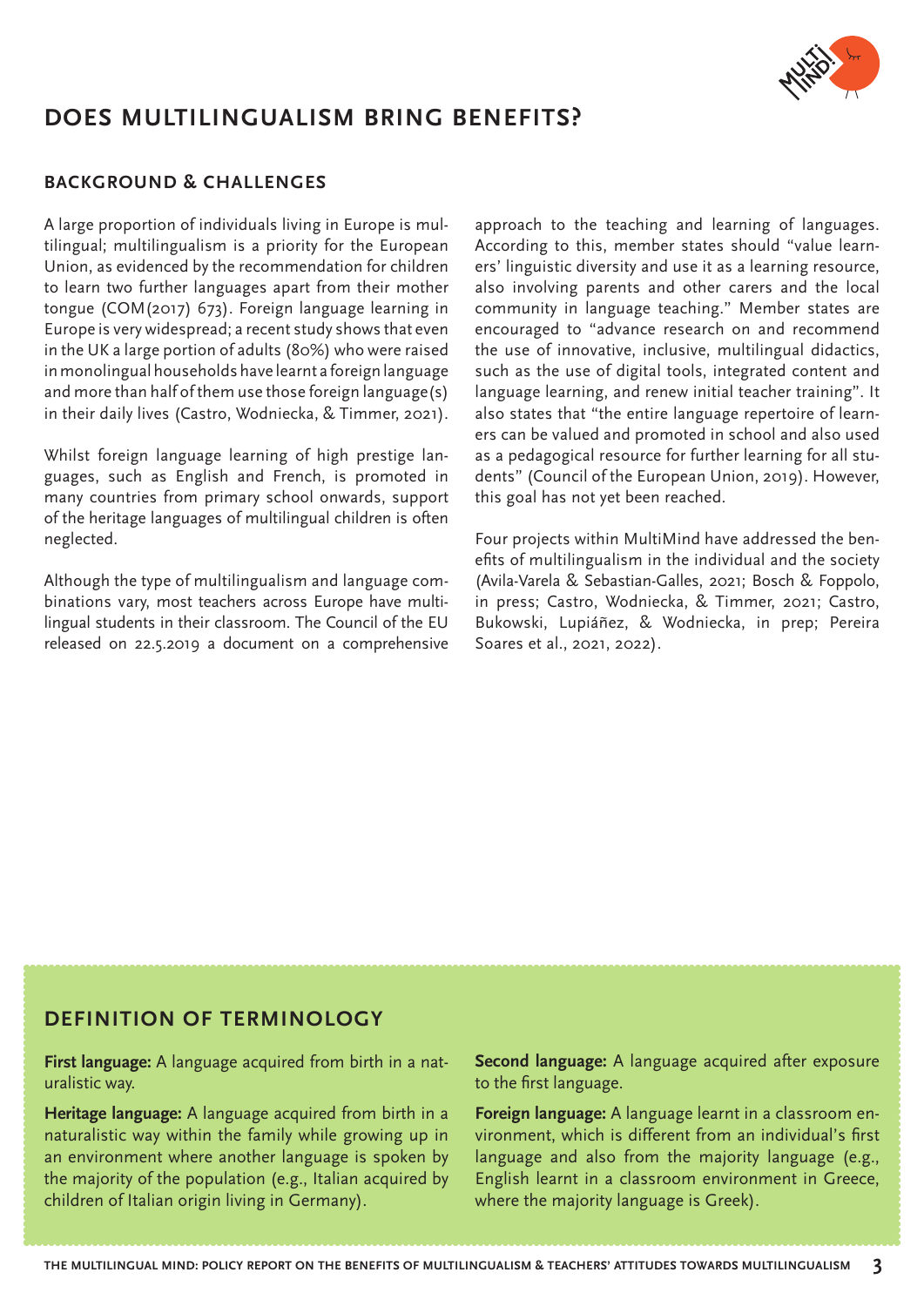# DOES MULTILINGUALISM BRING BENEFITS?

## BACKGROUND & CHALLENGES

A large proportion of individuals living in Europe is multilingual; multilingualism is a priority for the European Union, as evidenced by the recommendation for children to learn two further languages apart from their mother tongue (COM(2017) 673). Foreign language learning in Europe is very widespread; a recent study shows that even in the UK a large portion of adults (80%) who were raised in monolingual households have learnt a foreign language and more than half of them use those foreign language(s) in their daily lives (Castro, Wodniecka, & Timmer, 2021).

Whilst foreign language learning of high prestige languages, such as English and French, is promoted in many countries from primary school onwards, support of the heritage languages of multilingual children is often neglected.

Although the type of multilingualism and language combinations vary, most teachers across Europe have multilingual students in their classroom. The Council of the EU released on 22.5.2019 a document on a comprehensive approach to the teaching and learning of languages. According to this, member states should "value learners' linguistic diversity and use it as a learning resource, also involving parents and other carers and the local community in language teaching." Member states are encouraged to "advance research on and recommend the use of innovative, inclusive, multilingual didactics, such as the use of digital tools, integrated content and language learning, and renew initial teacher training". It also states that "the entire language repertoire of learners can be valued and promoted in school and also used as a pedagogical resource for further learning for all students" (Council of the European Union, 2019). However, this goal has not yet been reached.

Four projects within MultiMind have addressed the benefits of multilingualism in the individual and the society (Avila-Varela & Sebastian-Galles, 2021; Bosch & Foppolo, in press; Castro, Wodniecka, & Timmer, 2021; Castro, Bukowski, Lupiáñez, & Wodniecka, in prep; Pereira Soares et al., 2021, 2022).

## DEFINITION OF TERMINOLOGY

**First language:** A language acquired from birth in a naturalistic way.

**Heritage language:** A language acquired from birth in a naturalistic way within the family while growing up in an environment where another language is spoken by the majority of the population (e.g., Italian acquired by children of Italian origin living in Germany).

**Second language:** A language acquired after exposure to the first language.

**Foreign language:** A language learnt in a classroom environment, which is different from an individual's first language and also from the majority language (e.g., English learnt in a classroom environment in Greece, where the majority language is Greek).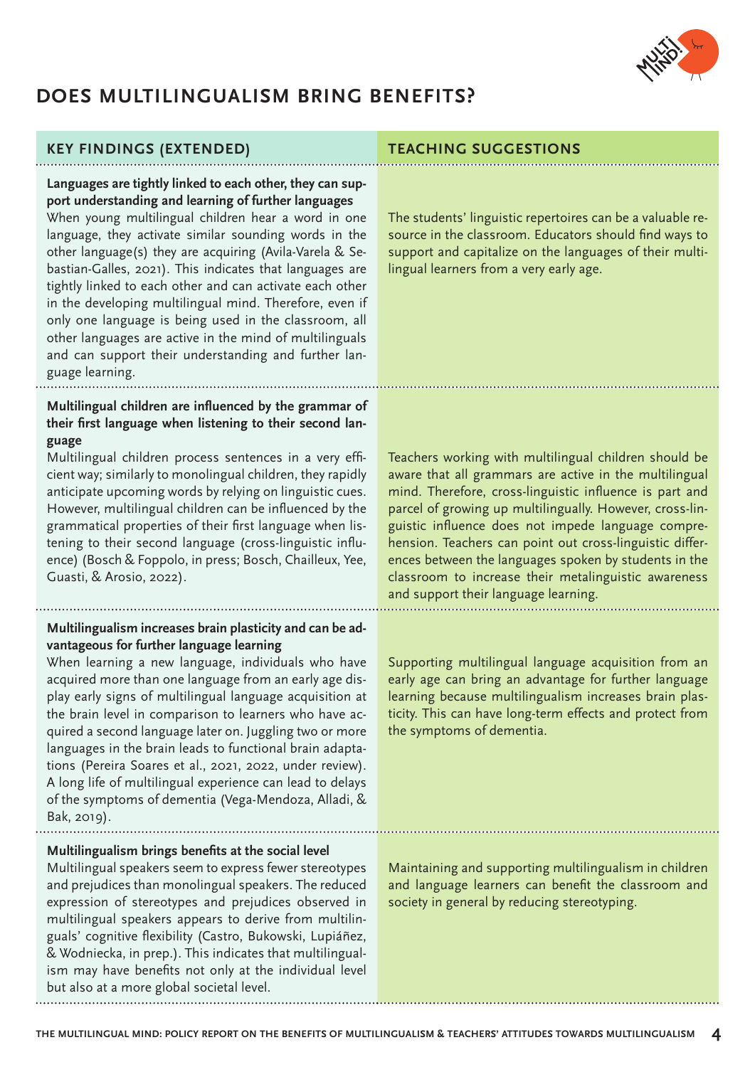# DOES MULTILINGUALISM BRING BENEFITS?

| KEY FINDINGS (EXTENDED) | TEACHING SUGGESTIONS |
|---|---|
| **Languages are tightly linked to each other, they can support understanding and learning of further languages**<br>When young multilingual children hear a word in one language, they activate similar sounding words in the other language(s) they are acquiring (Avila-Varela & Sebastian-Galles, 2021). This indicates that languages are tightly linked to each other and can activate each other in the developing multilingual mind. Therefore, even if only one language is being used in the classroom, all other languages are active in the mind of multilinguals and can support their understanding and further language learning. | The students' linguistic repertoires can be a valuable resource in the classroom. Educators should find ways to support and capitalize on the languages of their multilingual learners from a very early age. |
| **Multilingual children are influenced by the grammar of their first language when listening to their second language**<br>Multilingual children process sentences in a very efficient way; similarly to monolingual children, they rapidly anticipate upcoming words by relying on linguistic cues. However, multilingual children can be influenced by the grammatical properties of their first language when listening to their second language (cross-linguistic influence) (Bosch & Foppolo, in press; Bosch, Chailleux, Yee, Guasti, & Arosio, 2022). | Teachers working with multilingual children should be aware that all grammars are active in the multilingual mind. Therefore, cross-linguistic influence is part and parcel of growing up multilingually. However, cross-linguistic influence does not impede language comprehension. Teachers can point out cross-linguistic differences between the languages spoken by students in the classroom to increase their metalinguistic awareness and support their language learning. |
| **Multilingualism increases brain plasticity and can be advantageous for further language learning**<br>When learning a new language, individuals who have acquired more than one language from an early age display early signs of multilingual language acquisition at the brain level in comparison to learners who have acquired a second language later on. Juggling two or more languages in the brain leads to functional brain adaptations (Pereira Soares et al., 2021, 2022, under review). A long life of multilingual experience can lead to delays of the symptoms of dementia (Vega-Mendoza, Alladi, & Bak, 2019). | Supporting multilingual language acquisition from an early age can bring an advantage for further language learning because multilingualism increases brain plasticity. This can have long-term effects and protect from the symptoms of dementia. |
| **Multilingualism brings benefits at the social level**<br>Multilingual speakers seem to express fewer stereotypes and prejudices than monolingual speakers. The reduced expression of stereotypes and prejudices observed in multilingual speakers appears to derive from multilinguals' cognitive flexibility (Castro, Bukowski, Lupiáñez, & Wodniecka, in prep.). This indicates that multilingualism may have benefits not only at the individual level but also at a more global societal level. | Maintaining and supporting multilingualism in children and language learners can benefit the classroom and society in general by reducing stereotyping. |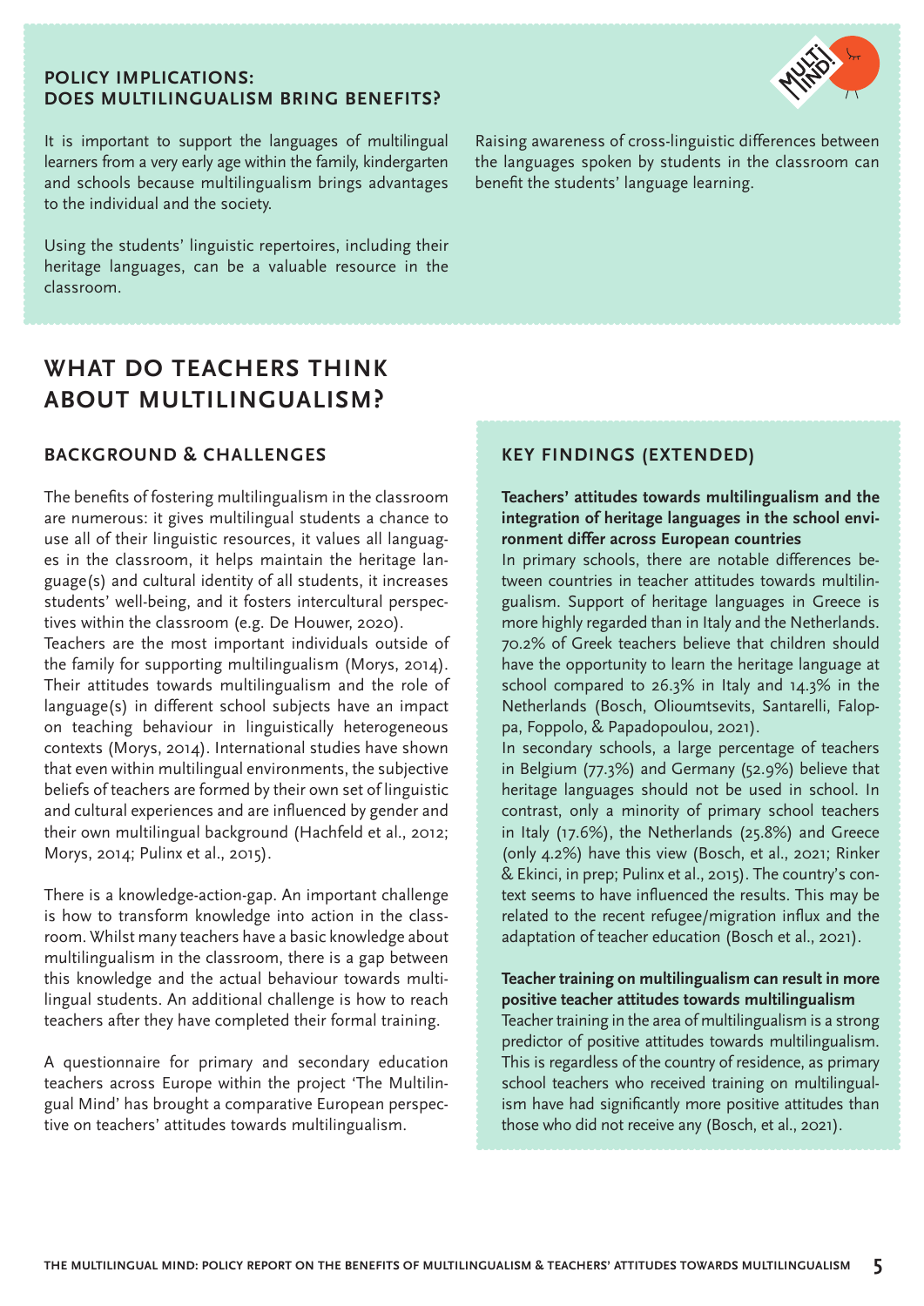### POLICY IMPLICATIONS: DOES MULTILINGUALISM BRING BENEFITS?

It is important to support the languages of multilingual learners from a very early age within the family, kindergarten and schools because multilingualism brings advantages to the individual and the society.

Using the students' linguistic repertoires, including their heritage languages, can be a valuable resource in the classroom.

Raising awareness of cross-linguistic differences between the languages spoken by students in the classroom can benefit the students' language learning.

## WHAT DO TEACHERS THINK ABOUT MULTILINGUALISM?

### BACKGROUND & CHALLENGES

The benefits of fostering multilingualism in the classroom are numerous: it gives multilingual students a chance to use all of their linguistic resources, it values all languages in the classroom, it helps maintain the heritage language(s) and cultural identity of all students, it increases students' well-being, and it fosters intercultural perspectives within the classroom (e.g. De Houwer, 2020).

Teachers are the most important individuals outside of the family for supporting multilingualism (Morys, 2014). Their attitudes towards multilingualism and the role of language(s) in different school subjects have an impact on teaching behaviour in linguistically heterogeneous contexts (Morys, 2014). International studies have shown that even within multilingual environments, the subjective beliefs of teachers are formed by their own set of linguistic and cultural experiences and are influenced by gender and their own multilingual background (Hachfeld et al., 2012; Morys, 2014; Pulinx et al., 2015).

There is a knowledge-action-gap. An important challenge is how to transform knowledge into action in the classroom. Whilst many teachers have a basic knowledge about multilingualism in the classroom, there is a gap between this knowledge and the actual behaviour towards multilingual students. An additional challenge is how to reach teachers after they have completed their formal training.

A questionnaire for primary and secondary education teachers across Europe within the project 'The Multilingual Mind' has brought a comparative European perspective on teachers' attitudes towards multilingualism.

### KEY FINDINGS (EXTENDED)

**Teachers' attitudes towards multilingualism and the integration of heritage languages in the school environment differ across European countries**

In primary schools, there are notable differences between countries in teacher attitudes towards multilingualism. Support of heritage languages in Greece is more highly regarded than in Italy and the Netherlands. 70.2% of Greek teachers believe that children should have the opportunity to learn the heritage language at school compared to 26.3% in Italy and 14.3% in the Netherlands (Bosch, Olioumtsevits, Santarelli, Faloppa, Foppolo, & Papadopoulou, 2021).

In secondary schools, a large percentage of teachers in Belgium (77.3%) and Germany (52.9%) believe that heritage languages should not be used in school. In contrast, only a minority of primary school teachers in Italy (17.6%), the Netherlands (25.8%) and Greece (only 4.2%) have this view (Bosch, et al., 2021; Rinker & Ekinci, in prep; Pulinx et al., 2015). The country's context seems to have influenced the results. This may be related to the recent refugee/migration influx and the adaptation of teacher education (Bosch et al., 2021).

**Teacher training on multilingualism can result in more positive teacher attitudes towards multilingualism**

Teacher training in the area of multilingualism is a strong predictor of positive attitudes towards multilingualism. This is regardless of the country of residence, as primary school teachers who received training on multilingualism have had significantly more positive attitudes than those who did not receive any (Bosch, et al., 2021).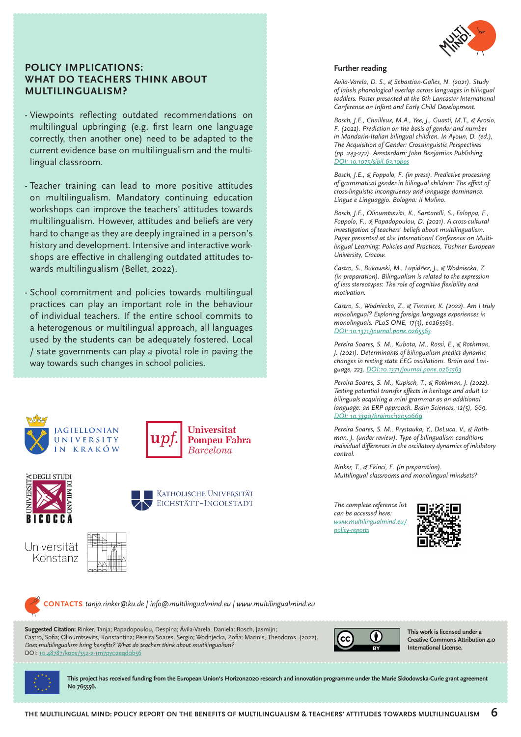## POLICY IMPLICATIONS: WHAT DO TEACHERS THINK ABOUT MULTILINGUALISM?

- Viewpoints reflecting outdated recommendations on multilingual upbringing (e.g. first learn one language correctly, then another one) need to be adapted to the current evidence base on multilingualism and the multilingual classroom.

- Teacher training can lead to more positive attitudes on multilingualism. Mandatory continuing education workshops can improve the teachers' attitudes towards multilingualism. However, attitudes and beliefs are very hard to change as they are deeply ingrained in a person's history and development. Intensive and interactive workshops are effective in challenging outdated attitudes towards multilingualism (Bellet, 2022).

- School commitment and policies towards multilingual practices can play an important role in the behaviour of individual teachers. If the entire school commits to a heterogenous or multilingual approach, all languages used by the students can be adequately fostered. Local / state governments can play a pivotal role in paving the way towards such changes in school policies.

JAGIELLONIAN UNIVERSITY IN KRAKÓW

Universitat Pompeu Fabra Barcelona

UNIVERSITÀ DEGLI STUDI DI MILANO BICOCCA

KATHOLISCHE UNIVERSITÄT EICHSTÄTT-INGOLSTADT

Universität Konstanz

### Further reading

*Avila-Varela, D. S., & Sebastian-Galles, N. (2021). Study of labels phonological overlap across languages in bilingual toddlers. Poster presented at the 6th Lancaster International Conference on Infant and Early Child Development.*

*Bosch, J.E., Chailleux, M.A., Yee, J., Guasti, M.T., & Arosio, F. (2022). Prediction on the basis of gender and number in Mandarin-Italian bilingual children. In Ayoun, D. (ed.), The Acquisition of Gender: Crosslinguistic Perspectives (pp. 243-272). Amsterdam: John Benjamins Publishing.* DOI: 10.1075/sibil.63.10bos

*Bosch, J.E., & Foppolo, F. (in press). Predictive processing of grammatical gender in bilingual children: The effect of cross-linguistic incongruency and language dominance. Lingue e Linguaggio. Bologna: Il Mulino.*

*Bosch, J.E., Olioumtsevits, K., Santarelli, S., Faloppa, F., Foppolo, F., & Papadopoulou, D. (2021). A cross-cultural investigation of teachers' beliefs about multilingualism. Paper presented at the International Conference on Multilingual Learning: Policies and Practices, Tischner European University, Cracow.*

*Castro, S., Bukowski, M., Lupiáñez, J., & Wodniecka, Z. (in preparation). Bilingualism is related to the expression of less stereotypes: The role of cognitive flexibility and motivation.*

*Castro, S., Wodniecka, Z., & Timmer, K. (2022). Am I truly monolingual? Exploring foreign language experiences in monolinguals. PLoS ONE, 17(3), e0265563.* DOI: 10.1371/journal.pone.0265563

*Pereira Soares, S. M., Kubota, M., Rossi, E., & Rothman, J. (2021). Determinants of bilingualism predict dynamic changes in resting state EEG oscillations. Brain and Language, 223,* DOI:10.1371/journal.pone.0265563

*Pereira Soares, S. M., Kupisch, T., & Rothman, J. (2022). Testing potential transfer effects in heritage and adult L2 bilinguals acquiring a mini grammar as an additional language: an ERP approach. Brain Sciences, 12(5), 669.* DOI: 10.3390/brainsci12050669

*Pereira Soares, S. M., Prystauka, Y., DeLuca, V., & Rothman, J. (under review). Type of bilingualism conditions individual differences in the oscillatory dynamics of inhibitory control.*

*Rinker, T., & Ekinci, E. (in preparation). Multilingual classrooms and monolingual mindsets?*

*The complete reference list can be accessed here:* *www.multilingualmind.eu/policy-reports*

**CONTACTS** *tanja.rinker@ku.de | info@multilingualmind.eu | www.multilingualmind.eu*

**Suggested Citation:** Rinker, Tanja; Papadopoulou, Despina; Ávila-Varela, Daniela; Bosch, Jasmijn; Castro, Sofia; Olioumtsevits, Konstantina; Pereira Soares, Sergio; Wodnjecka, Zofia; Marinis, Theodoros. (2022). *Does multilingualism bring benefits? What do teachers think about multilingualism?*
DOI: 10.48787/kops/352-2-1m7pyo2eqdob56

**This work is licensed under a Creative Commons Attribution 4.0 International License.**

**This project has received funding from the European Union's Horizon2020 research and innovation programme under the Marie Skłodowska-Curie grant agreement No 765556.**